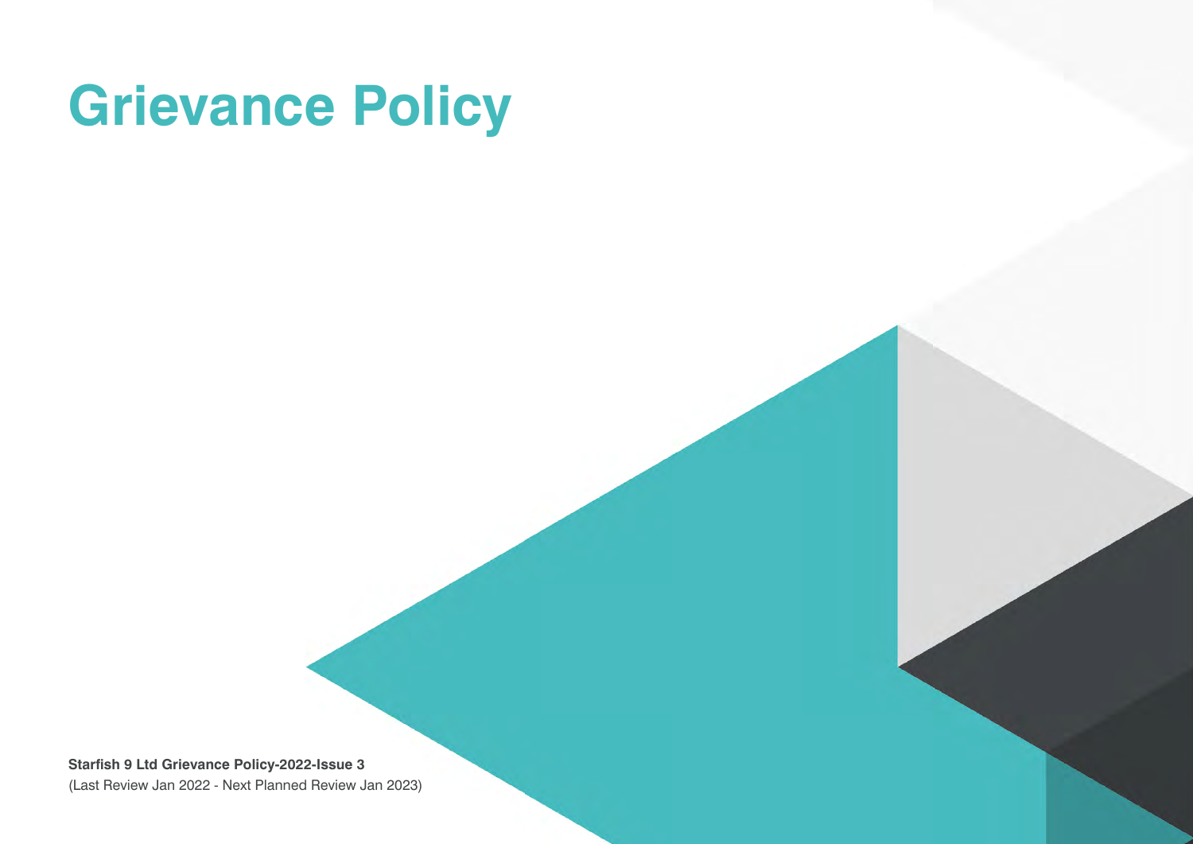# Grievance Policy

**Starfish 9 Ltd Grievance Policy-2022-Issue 3**
(Last Review Jan 2022 - Next Planned Review Jan 2023)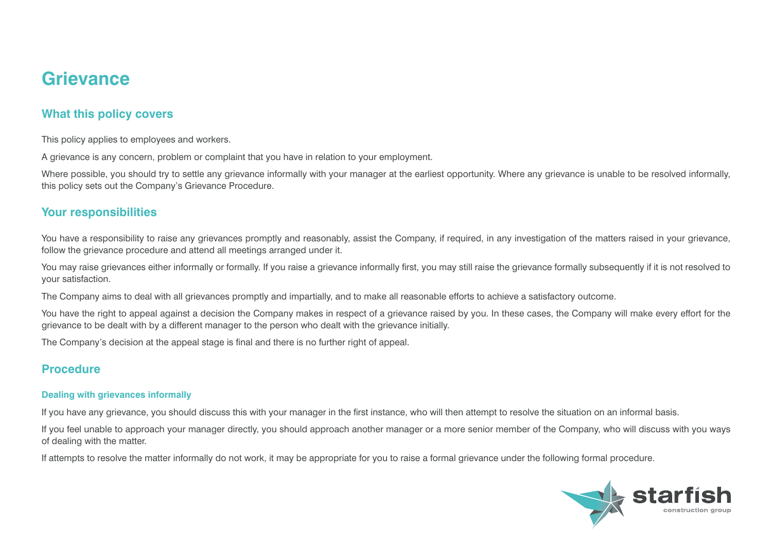# Grievance

## What this policy covers

This policy applies to employees and workers.

A grievance is any concern, problem or complaint that you have in relation to your employment.

Where possible, you should try to settle any grievance informally with your manager at the earliest opportunity. Where any grievance is unable to be resolved informally, this policy sets out the Company's Grievance Procedure.

## Your responsibilities

You have a responsibility to raise any grievances promptly and reasonably, assist the Company, if required, in any investigation of the matters raised in your grievance, follow the grievance procedure and attend all meetings arranged under it.

You may raise grievances either informally or formally. If you raise a grievance informally first, you may still raise the grievance formally subsequently if it is not resolved to your satisfaction.

The Company aims to deal with all grievances promptly and impartially, and to make all reasonable efforts to achieve a satisfactory outcome.

You have the right to appeal against a decision the Company makes in respect of a grievance raised by you. In these cases, the Company will make every effort for the grievance to be dealt with by a different manager to the person who dealt with the grievance initially.

The Company's decision at the appeal stage is final and there is no further right of appeal.

## Procedure

### Dealing with grievances informally

If you have any grievance, you should discuss this with your manager in the first instance, who will then attempt to resolve the situation on an informal basis.

If you feel unable to approach your manager directly, you should approach another manager or a more senior member of the Company, who will discuss with you ways of dealing with the matter.

If attempts to resolve the matter informally do not work, it may be appropriate for you to raise a formal grievance under the following formal procedure.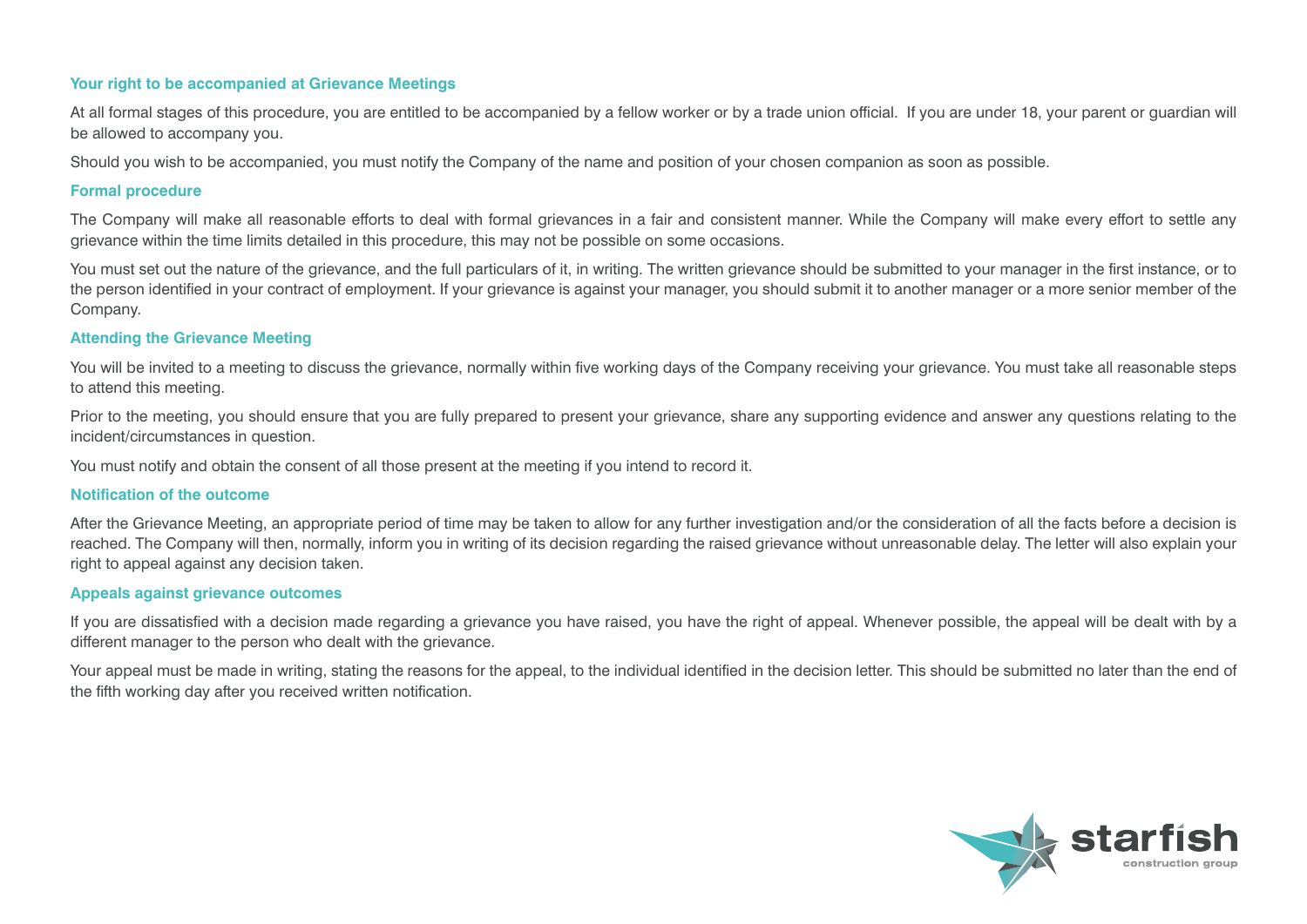### Your right to be accompanied at Grievance Meetings

At all formal stages of this procedure, you are entitled to be accompanied by a fellow worker or by a trade union official. If you are under 18, your parent or guardian will be allowed to accompany you.

Should you wish to be accompanied, you must notify the Company of the name and position of your chosen companion as soon as possible.

### Formal procedure

The Company will make all reasonable efforts to deal with formal grievances in a fair and consistent manner. While the Company will make every effort to settle any grievance within the time limits detailed in this procedure, this may not be possible on some occasions.

You must set out the nature of the grievance, and the full particulars of it, in writing. The written grievance should be submitted to your manager in the first instance, or to the person identified in your contract of employment. If your grievance is against your manager, you should submit it to another manager or a more senior member of the Company.

### Attending the Grievance Meeting

You will be invited to a meeting to discuss the grievance, normally within five working days of the Company receiving your grievance. You must take all reasonable steps to attend this meeting.

Prior to the meeting, you should ensure that you are fully prepared to present your grievance, share any supporting evidence and answer any questions relating to the incident/circumstances in question.

You must notify and obtain the consent of all those present at the meeting if you intend to record it.

### Notification of the outcome

After the Grievance Meeting, an appropriate period of time may be taken to allow for any further investigation and/or the consideration of all the facts before a decision is reached. The Company will then, normally, inform you in writing of its decision regarding the raised grievance without unreasonable delay. The letter will also explain your right to appeal against any decision taken.

### Appeals against grievance outcomes

If you are dissatisfied with a decision made regarding a grievance you have raised, you have the right of appeal. Whenever possible, the appeal will be dealt with by a different manager to the person who dealt with the grievance.

Your appeal must be made in writing, stating the reasons for the appeal, to the individual identified in the decision letter. This should be submitted no later than the end of the fifth working day after you received written notification.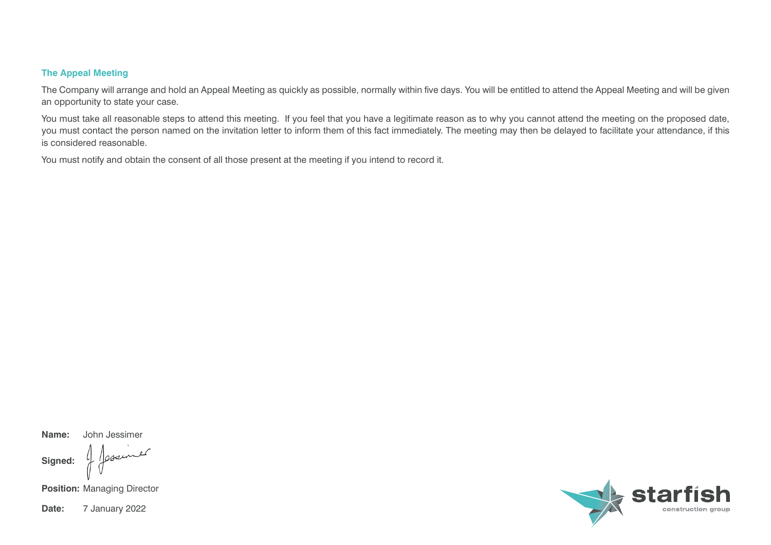### The Appeal Meeting

The Company will arrange and hold an Appeal Meeting as quickly as possible, normally within five days. You will be entitled to attend the Appeal Meeting and will be given an opportunity to state your case.

You must take all reasonable steps to attend this meeting. If you feel that you have a legitimate reason as to why you cannot attend the meeting on the proposed date, you must contact the person named on the invitation letter to inform them of this fact immediately. The meeting may then be delayed to facilitate your attendance, if this is considered reasonable.

You must notify and obtain the consent of all those present at the meeting if you intend to record it.

**Name:** John Jessimer

**Signed:**

**Position:** Managing Director

**Date:** 7 January 2022

starfish construction group